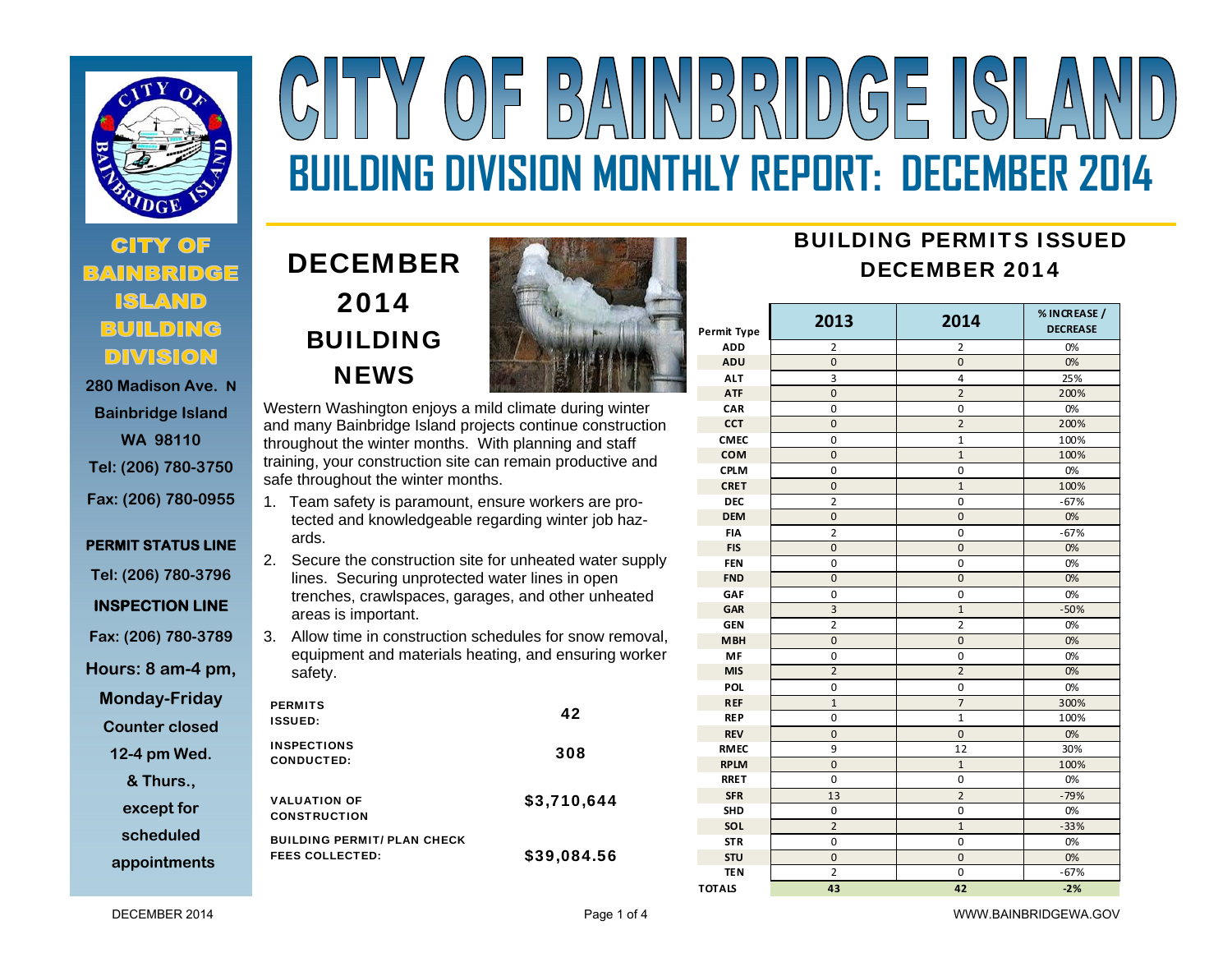# CITY OF BAINBRIDGE ISLAND

## BUILDING DIVISION MONTHLY REPORT: DECEMBER 2014

**CITY OF BAINBRIDGE ISLAND BUILDING DIVISION**

280 Madison Ave. N
Bainbridge Island
WA 98110
Tel: (206) 780-3750
Fax: (206) 780-0955

**PERMIT STATUS LINE**
Tel: (206) 780-3796

**INSPECTION LINE**
Fax: (206) 780-3789

Hours: 8 am-4 pm, Monday-Friday
Counter closed 12-4 pm Wed. & Thurs., except for scheduled appointments

## DECEMBER 2014 BUILDING NEWS

Western Washington enjoys a mild climate during winter and many Bainbridge Island projects continue construction throughout the winter months. With planning and staff training, your construction site can remain productive and safe throughout the winter months.

1. Team safety is paramount, ensure workers are protected and knowledgeable regarding winter job hazards.
2. Secure the construction site for unheated water supply lines. Securing unprotected water lines in open trenches, crawlspaces, garages, and other unheated areas is important.
3. Allow time in construction schedules for snow removal, equipment and materials heating, and ensuring worker safety.

| | |
|---|---|
| **PERMITS ISSUED:** | **42** |
| **INSPECTIONS CONDUCTED:** | **308** |
| **VALUATION OF CONSTRUCTION** | **$3,710,644** |
| **BUILDING PERMIT/ PLAN CHECK FEES COLLECTED:** | **$39,084.56** |

## BUILDING PERMITS ISSUED DECEMBER 2014

| Permit Type | 2013 | 2014 | % INCREASE / DECREASE |
|---|---|---|---|
| ADD | 2 | 2 | 0% |
| ADU | 0 | 0 | 0% |
| ALT | 3 | 4 | 25% |
| ATF | 0 | 2 | 200% |
| CAR | 0 | 0 | 0% |
| CCT | 0 | 2 | 200% |
| CMEC | 0 | 1 | 100% |
| COM | 0 | 1 | 100% |
| CPLM | 0 | 0 | 0% |
| CRET | 0 | 1 | 100% |
| DEC | 2 | 0 | -67% |
| DEM | 0 | 0 | 0% |
| FIA | 2 | 0 | -67% |
| FIS | 0 | 0 | 0% |
| FEN | 0 | 0 | 0% |
| FND | 0 | 0 | 0% |
| GAF | 0 | 0 | 0% |
| GAR | 3 | 1 | -50% |
| GEN | 2 | 2 | 0% |
| MBH | 0 | 0 | 0% |
| MF | 0 | 0 | 0% |
| MIS | 2 | 2 | 0% |
| POL | 0 | 0 | 0% |
| REF | 1 | 7 | 300% |
| REP | 0 | 1 | 100% |
| REV | 0 | 0 | 0% |
| RMEC | 9 | 12 | 30% |
| RPLM | 0 | 1 | 100% |
| RRET | 0 | 0 | 0% |
| SFR | 13 | 2 | -79% |
| SHD | 0 | 0 | 0% |
| SOL | 2 | 1 | -33% |
| STR | 0 | 0 | 0% |
| STU | 0 | 0 | 0% |
| TEN | 2 | 0 | -67% |
| **TOTALS** | **43** | **42** | **-2%** |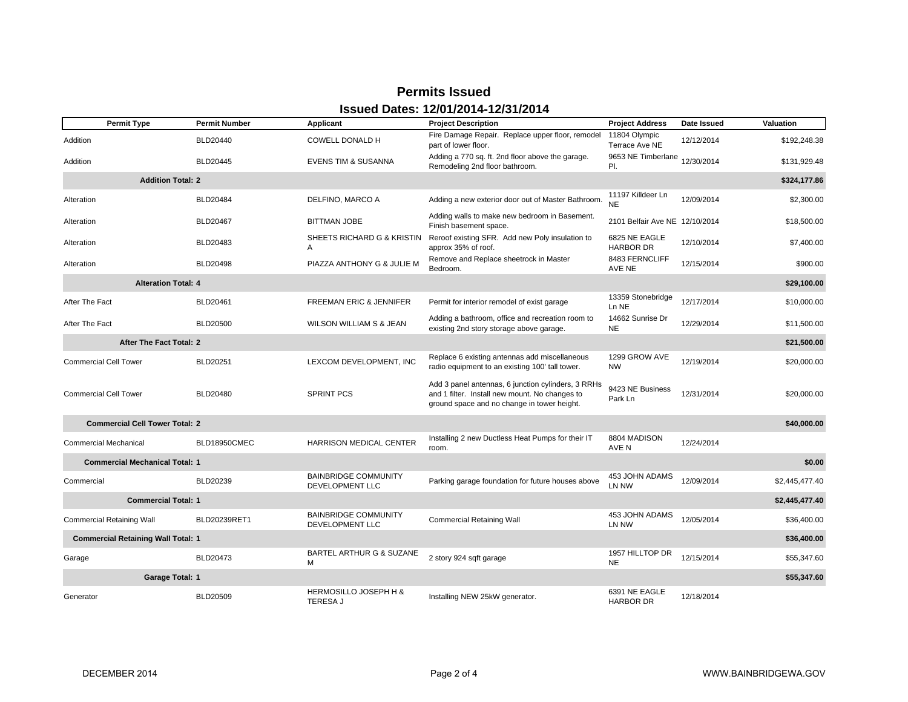# Permits Issued

## Issued Dates: 12/01/2014-12/31/2014

| Permit Type | Permit Number | Applicant | Project Description | Project Address | Date Issued | Valuation |
|---|---|---|---|---|---|---|
| Addition | BLD20440 | COWELL DONALD H | Fire Damage Repair. Replace upper floor, remodel part of lower floor. | 11804 Olympic Terrace Ave NE | 12/12/2014 | $192,248.38 |
| Addition | BLD20445 | EVENS TIM & SUSANNA | Adding a 770 sq. ft. 2nd floor above the garage. Remodeling 2nd floor bathroom. | 9653 NE Timberlane Pl. | 12/30/2014 | $131,929.48 |
| **Addition Total: 2** | | | | | | **$324,177.86** |
| Alteration | BLD20484 | DELFINO, MARCO A | Adding a new exterior door out of Master Bathroom. | 11197 Killdeer Ln NE | 12/09/2014 | $2,300.00 |
| Alteration | BLD20467 | BITTMAN JOBE | Adding walls to make new bedroom in Basement. Finish basement space. | 2101 Belfair Ave NE | 12/10/2014 | $18,500.00 |
| Alteration | BLD20483 | SHEETS RICHARD G & KRISTIN A | Reroof existing SFR. Add new Poly insulation to approx 35% of roof. | 6825 NE EAGLE HARBOR DR | 12/10/2014 | $7,400.00 |
| Alteration | BLD20498 | PIAZZA ANTHONY G & JULIE M | Remove and Replace sheetrock in Master Bedroom. | 8483 FERNCLIFF AVE NE | 12/15/2014 | $900.00 |
| **Alteration Total: 4** | | | | | | **$29,100.00** |
| After The Fact | BLD20461 | FREEMAN ERIC & JENNIFER | Permit for interior remodel of exist garage | 13359 Stonebridge Ln NE | 12/17/2014 | $10,000.00 |
| After The Fact | BLD20500 | WILSON WILLIAM S & JEAN | Adding a bathroom, office and recreation room to existing 2nd story storage above garage. | 14662 Sunrise Dr NE | 12/29/2014 | $11,500.00 |
| **After The Fact Total: 2** | | | | | | **$21,500.00** |
| Commercial Cell Tower | BLD20251 | LEXCOM DEVELOPMENT, INC | Replace 6 existing antennas add miscellaneous radio equipment to an existing 100' tall tower. | 1299 GROW AVE NW | 12/19/2014 | $20,000.00 |
| Commercial Cell Tower | BLD20480 | SPRINT PCS | Add 3 panel antennas, 6 junction cylinders, 3 RRHs and 1 filter. Install new mount. No changes to ground space and no change in tower height. | 9423 NE Business Park Ln | 12/31/2014 | $20,000.00 |
| **Commercial Cell Tower Total: 2** | | | | | | **$40,000.00** |
| Commercial Mechanical | BLD18950CMEC | HARRISON MEDICAL CENTER | Installing 2 new Ductless Heat Pumps for their IT room. | 8804 MADISON AVE N | 12/24/2014 | |
| **Commercial Mechanical Total: 1** | | | | | | **$0.00** |
| Commercial | BLD20239 | BAINBRIDGE COMMUNITY DEVELOPMENT LLC | Parking garage foundation for future houses above | 453 JOHN ADAMS LN NW | 12/09/2014 | $2,445,477.40 |
| **Commercial Total: 1** | | | | | | **$2,445,477.40** |
| Commercial Retaining Wall | BLD20239RET1 | BAINBRIDGE COMMUNITY DEVELOPMENT LLC | Commercial Retaining Wall | 453 JOHN ADAMS LN NW | 12/05/2014 | $36,400.00 |
| **Commercial Retaining Wall Total: 1** | | | | | | **$36,400.00** |
| Garage | BLD20473 | BARTEL ARTHUR G & SUZANE M | 2 story 924 sqft garage | 1957 HILLTOP DR NE | 12/15/2014 | $55,347.60 |
| **Garage Total: 1** | | | | | | **$55,347.60** |
| Generator | BLD20509 | HERMOSILLO JOSEPH H & TERESA J | Installing NEW 25kW generator. | 6391 NE EAGLE HARBOR DR | 12/18/2014 | |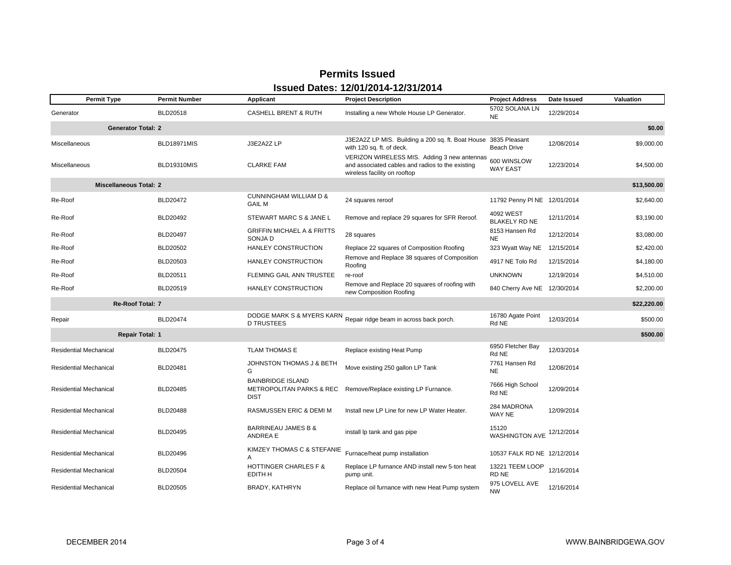# Permits Issued

## Issued Dates: 12/01/2014-12/31/2014

| Permit Type | Permit Number | Applicant | Project Description | Project Address | Date Issued | Valuation |
|---|---|---|---|---|---|---|
| Generator | BLD20518 | CASHELL BRENT & RUTH | Installing a new Whole House LP Generator. | 5702 SOLANA LN NE | 12/29/2014 | |
| **Generator Total: 2** | | | | | | **$0.00** |
| Miscellaneous | BLD18971MIS | J3E2A2Z LP | J3E2A2Z LP MIS. Building a 200 sq. ft. Boat House with 120 sq. ft. of deck. | 3835 Pleasant Beach Drive | 12/08/2014 | $9,000.00 |
| Miscellaneous | BLD19310MIS | CLARKE FAM | VERIZON WIRELESS MIS. Adding 3 new antennas and associated cables and radios to the existing wireless facility on rooftop | 600 WINSLOW WAY EAST | 12/23/2014 | $4,500.00 |
| **Miscellaneous Total: 2** | | | | | | **$13,500.00** |
| Re-Roof | BLD20472 | CUNNINGHAM WILLIAM D & GAIL M | 24 squares reroof | 11792 Penny Pl NE | 12/01/2014 | $2,640.00 |
| Re-Roof | BLD20492 | STEWART MARC S & JANE L | Remove and replace 29 squares for SFR Reroof. | 4092 WEST BLAKELY RD NE | 12/11/2014 | $3,190.00 |
| Re-Roof | BLD20497 | GRIFFIN MICHAEL A & FRITTS SONJA D | 28 squares | 8153 Hansen Rd NE | 12/12/2014 | $3,080.00 |
| Re-Roof | BLD20502 | HANLEY CONSTRUCTION | Replace 22 squares of Composition Roofing | 323 Wyatt Way NE | 12/15/2014 | $2,420.00 |
| Re-Roof | BLD20503 | HANLEY CONSTRUCTION | Remove and Replace 38 squares of Composition Roofing | 4917 NE Tolo Rd | 12/15/2014 | $4,180.00 |
| Re-Roof | BLD20511 | FLEMING GAIL ANN TRUSTEE | re-roof | UNKNOWN | 12/19/2014 | $4,510.00 |
| Re-Roof | BLD20519 | HANLEY CONSTRUCTION | Remove and Replace 20 squares of roofing with new Composition Roofing | 840 Cherry Ave NE | 12/30/2014 | $2,200.00 |
| **Re-Roof Total: 7** | | | | | | **$22,220.00** |
| Repair | BLD20474 | DODGE MARK S & MYERS KARN D TRUSTEES | Repair ridge beam in across back porch. | 16780 Agate Point Rd NE | 12/03/2014 | $500.00 |
| **Repair Total: 1** | | | | | | **$500.00** |
| Residential Mechanical | BLD20475 | TLAM THOMAS E | Replace existing Heat Pump | 6950 Fletcher Bay Rd NE | 12/03/2014 | |
| Residential Mechanical | BLD20481 | JOHNSTON THOMAS J & BETH G | Move existing 250 gallon LP Tank | 7761 Hansen Rd NE | 12/08/2014 | |
| Residential Mechanical | BLD20485 | BAINBRIDGE ISLAND METROPOLITAN PARKS & REC DIST | Remove/Replace existing LP Furnance. | 7666 High School Rd NE | 12/09/2014 | |
| Residential Mechanical | BLD20488 | RASMUSSEN ERIC & DEMI M | Install new LP Line for new LP Water Heater. | 284 MADRONA WAY NE | 12/09/2014 | |
| Residential Mechanical | BLD20495 | BARRINEAU JAMES B & ANDREA E | install lp tank and gas pipe | 15120 WASHINGTON AVE | 12/12/2014 | |
| Residential Mechanical | BLD20496 | KIMZEY THOMAS C & STEFANIE A | Furnace/heat pump installation | 10537 FALK RD NE | 12/12/2014 | |
| Residential Mechanical | BLD20504 | HOTTINGER CHARLES F & EDITH H | Replace LP furnance AND install new 5-ton heat pump unit. | 13221 TEEM LOOP RD NE | 12/16/2014 | |
| Residential Mechanical | BLD20505 | BRADY, KATHRYN | Replace oil furnance with new Heat Pump system | 975 LOVELL AVE NW | 12/16/2014 | |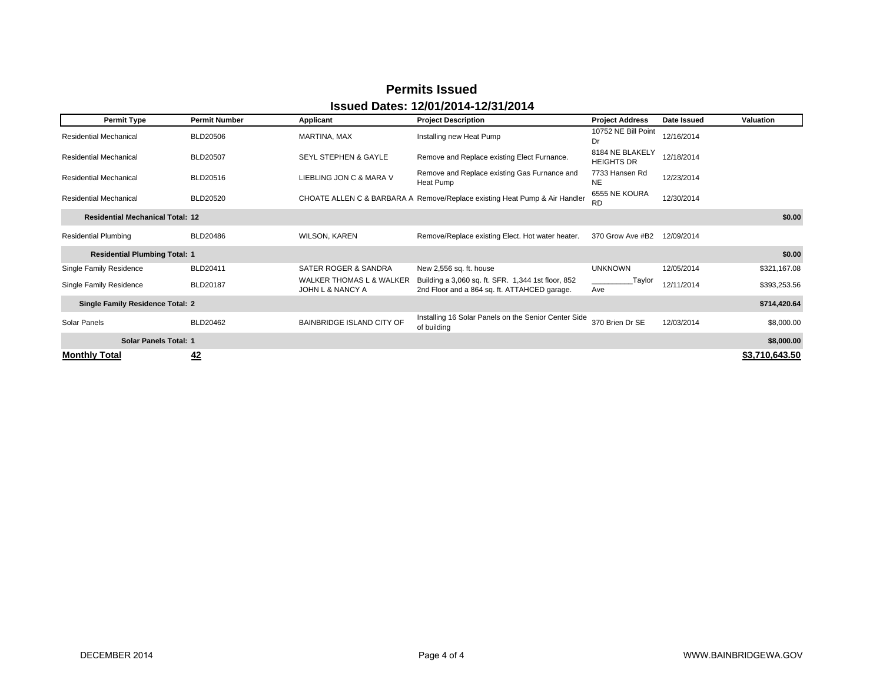## Permits Issued

### Issued Dates: 12/01/2014-12/31/2014

| Permit Type | Permit Number | Applicant | Project Description | Project Address | Date Issued | Valuation |
|---|---|---|---|---|---|---|
| Residential Mechanical | BLD20506 | MARTINA, MAX | Installing new Heat Pump | 10752 NE Bill Point Dr | 12/16/2014 | |
| Residential Mechanical | BLD20507 | SEYL STEPHEN & GAYLE | Remove and Replace existing Elect Furnance. | 8184 NE BLAKELY HEIGHTS DR | 12/18/2014 | |
| Residential Mechanical | BLD20516 | LIEBLING JON C & MARA V | Remove and Replace existing Gas Furnance and Heat Pump | 7733 Hansen Rd NE | 12/23/2014 | |
| Residential Mechanical | BLD20520 | CHOATE ALLEN C & BARBARA A | Remove/Replace existing Heat Pump & Air Handler | 6555 NE KOURA RD | 12/30/2014 | |
| **Residential Mechanical Total: 12** | | | | | | **$0.00** |
| Residential Plumbing | BLD20486 | WILSON, KAREN | Remove/Replace existing Elect. Hot water heater. | 370 Grow Ave #B2 | 12/09/2014 | |
| **Residential Plumbing Total: 1** | | | | | | **$0.00** |
| Single Family Residence | BLD20411 | SATER ROGER & SANDRA | New 2,556 sq. ft. house | UNKNOWN | 12/05/2014 | $321,167.08 |
| Single Family Residence | BLD20187 | WALKER THOMAS L & WALKER JOHN L & NANCY A | Building a 3,060 sq. ft. SFR. 1,344 1st floor, 852 2nd Floor and a 864 sq. ft. ATTAHCED garage. | __________Taylor Ave | 12/11/2014 | $393,253.56 |
| **Single Family Residence Total: 2** | | | | | | **$714,420.64** |
| Solar Panels | BLD20462 | BAINBRIDGE ISLAND CITY OF | Installing 16 Solar Panels on the Senior Center Side of building | 370 Brien Dr SE | 12/03/2014 | $8,000.00 |
| **Solar Panels Total: 1** | | | | | | **$8,000.00** |
| **Monthly Total** | **42** | | | | | **$3,710,643.50** |